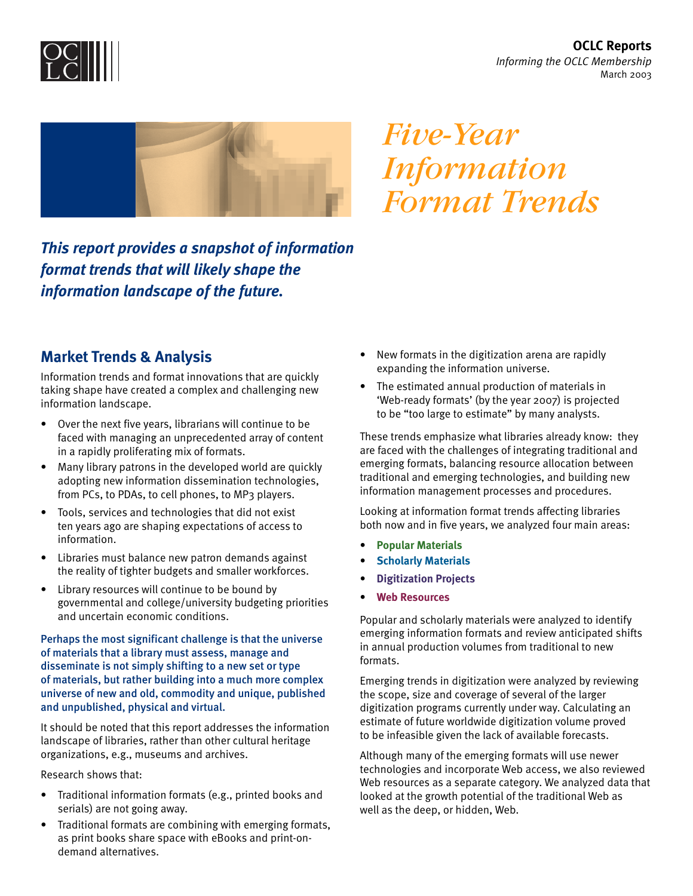OCLC Reports

*Informing the OCLC Membership*

March 2003

# *Five-Year Information Format Trends*

***This report provides a snapshot of information format trends that will likely shape the information landscape of the future.***

## Market Trends & Analysis

Information trends and format innovations that are quickly taking shape have created a complex and challenging new information landscape.

- Over the next five years, librarians will continue to be faced with managing an unprecedented array of content in a rapidly proliferating mix of formats.
- Many library patrons in the developed world are quickly adopting new information dissemination technologies, from PCs, to PDAs, to cell phones, to MP3 players.
- Tools, services and technologies that did not exist ten years ago are shaping expectations of access to information.
- Libraries must balance new patron demands against the reality of tighter budgets and smaller workforces.
- Library resources will continue to be bound by governmental and college/university budgeting priorities and uncertain economic conditions.

Perhaps the most significant challenge is that the universe of materials that a library must assess, manage and disseminate is not simply shifting to a new set or type of materials, but rather building into a much more complex universe of new and old, commodity and unique, published and unpublished, physical and virtual.

It should be noted that this report addresses the information landscape of libraries, rather than other cultural heritage organizations, e.g., museums and archives.

Research shows that:

- Traditional information formats (e.g., printed books and serials) are not going away.
- Traditional formats are combining with emerging formats, as print books share space with eBooks and print-on-demand alternatives.
- New formats in the digitization arena are rapidly expanding the information universe.
- The estimated annual production of materials in 'Web-ready formats' (by the year 2007) is projected to be "too large to estimate" by many analysts.

These trends emphasize what libraries already know: they are faced with the challenges of integrating traditional and emerging formats, balancing resource allocation between traditional and emerging technologies, and building new information management processes and procedures.

Looking at information format trends affecting libraries both now and in five years, we analyzed four main areas:

- **Popular Materials**
- **Scholarly Materials**
- **Digitization Projects**
- **Web Resources**

Popular and scholarly materials were analyzed to identify emerging information formats and review anticipated shifts in annual production volumes from traditional to new formats.

Emerging trends in digitization were analyzed by reviewing the scope, size and coverage of several of the larger digitization programs currently under way. Calculating an estimate of future worldwide digitization volume proved to be infeasible given the lack of available forecasts.

Although many of the emerging formats will use newer technologies and incorporate Web access, we also reviewed Web resources as a separate category. We analyzed data that looked at the growth potential of the traditional Web as well as the deep, or hidden, Web.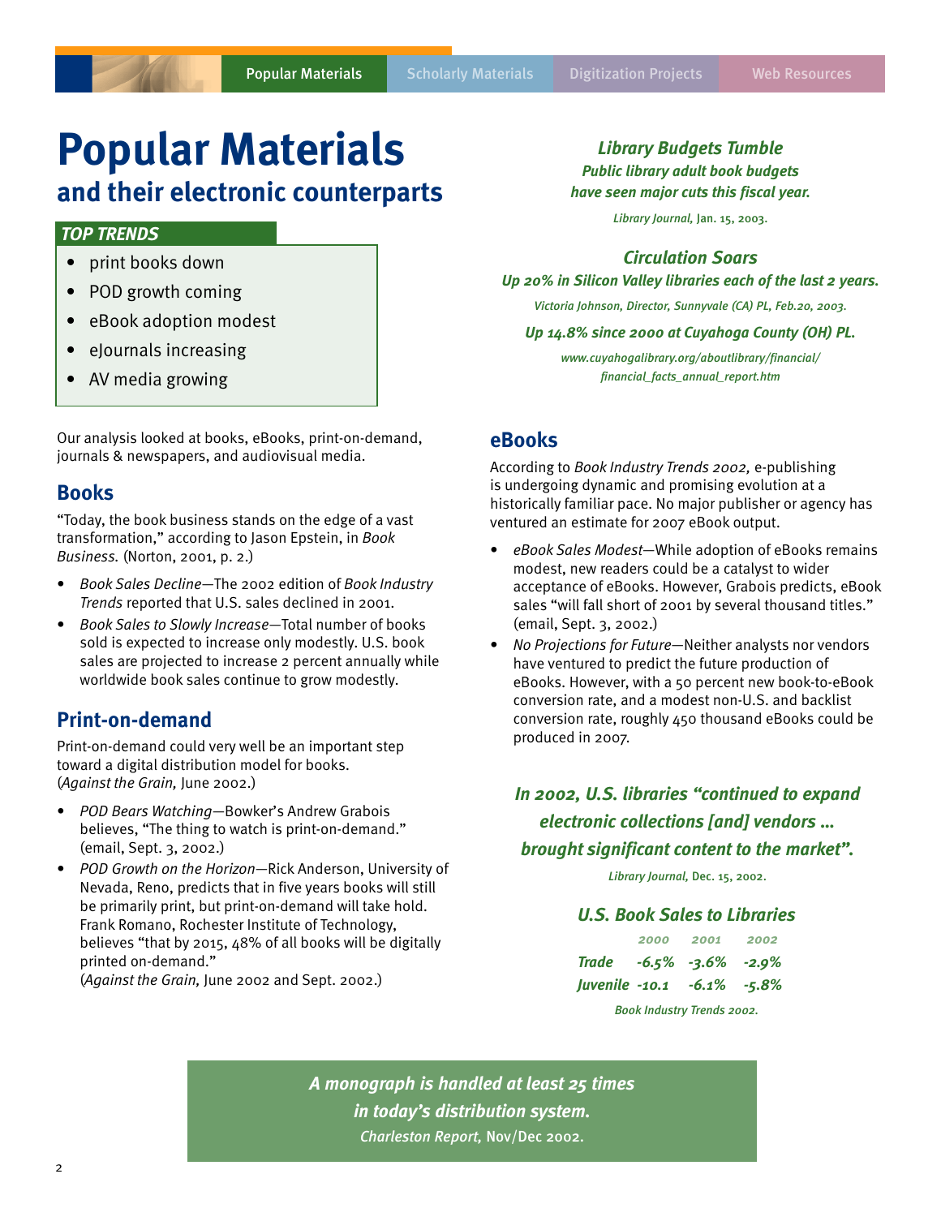# Popular Materials

## and their electronic counterparts

**TOP TRENDS**

- print books down
- POD growth coming
- eBook adoption modest
- eJournals increasing
- AV media growing

Our analysis looked at books, eBooks, print-on-demand, journals & newspapers, and audiovisual media.

## Books

"Today, the book business stands on the edge of a vast transformation," according to Jason Epstein, in *Book Business.* (Norton, 2001, p. 2.)

- *Book Sales Decline*—The 2002 edition of *Book Industry Trends* reported that U.S. sales declined in 2001.
- *Book Sales to Slowly Increase*—Total number of books sold is expected to increase only modestly. U.S. book sales are projected to increase 2 percent annually while worldwide book sales continue to grow modestly.

## Print-on-demand

Print-on-demand could very well be an important step toward a digital distribution model for books. (*Against the Grain,* June 2002.)

- *POD Bears Watching*—Bowker's Andrew Grabois believes, "The thing to watch is print-on-demand." (email, Sept. 3, 2002.)
- *POD Growth on the Horizon*—Rick Anderson, University of Nevada, Reno, predicts that in five years books will still be primarily print, but print-on-demand will take hold. Frank Romano, Rochester Institute of Technology, believes "that by 2015, 48% of all books will be digitally printed on-demand."
  (*Against the Grain,* June 2002 and Sept. 2002.)

***Library Budgets Tumble***

***Public library adult book budgets have seen major cuts this fiscal year.***

*Library Journal,* Jan. 15, 2003.

***Circulation Soars***

***Up 20% in Silicon Valley libraries each of the last 2 years.***

*Victoria Johnson, Director, Sunnyvale (CA) PL, Feb.20, 2003.*

***Up 14.8% since 2000 at Cuyahoga County (OH) PL.***

*www.cuyahogalibrary.org/aboutlibrary/financial/financial_facts_annual_report.htm*

## eBooks

According to *Book Industry Trends 2002,* e-publishing is undergoing dynamic and promising evolution at a historically familiar pace. No major publisher or agency has ventured an estimate for 2007 eBook output.

- *eBook Sales Modest*—While adoption of eBooks remains modest, new readers could be a catalyst to wider acceptance of eBooks. However, Grabois predicts, eBook sales "will fall short of 2001 by several thousand titles." (email, Sept. 3, 2002.)
- *No Projections for Future*—Neither analysts nor vendors have ventured to predict the future production of eBooks. However, with a 50 percent new book-to-eBook conversion rate, and a modest non-U.S. and backlist conversion rate, roughly 450 thousand eBooks could be produced in 2007.

***In 2002, U.S. libraries "continued to expand electronic collections [and] vendors … brought significant content to the market".***

*Library Journal,* Dec. 15, 2002.

***U.S. Book Sales to Libraries***

| | 2000 | 2001 | 2002 |
|---|---|---|---|
| Trade | -6.5% | -3.6% | -2.9% |
| Juvenile | -10.1 | -6.1% | -5.8% |

*Book Industry Trends 2002.*

***A monograph is handled at least 25 times in today's distribution system.***

*Charleston Report,* Nov/Dec 2002.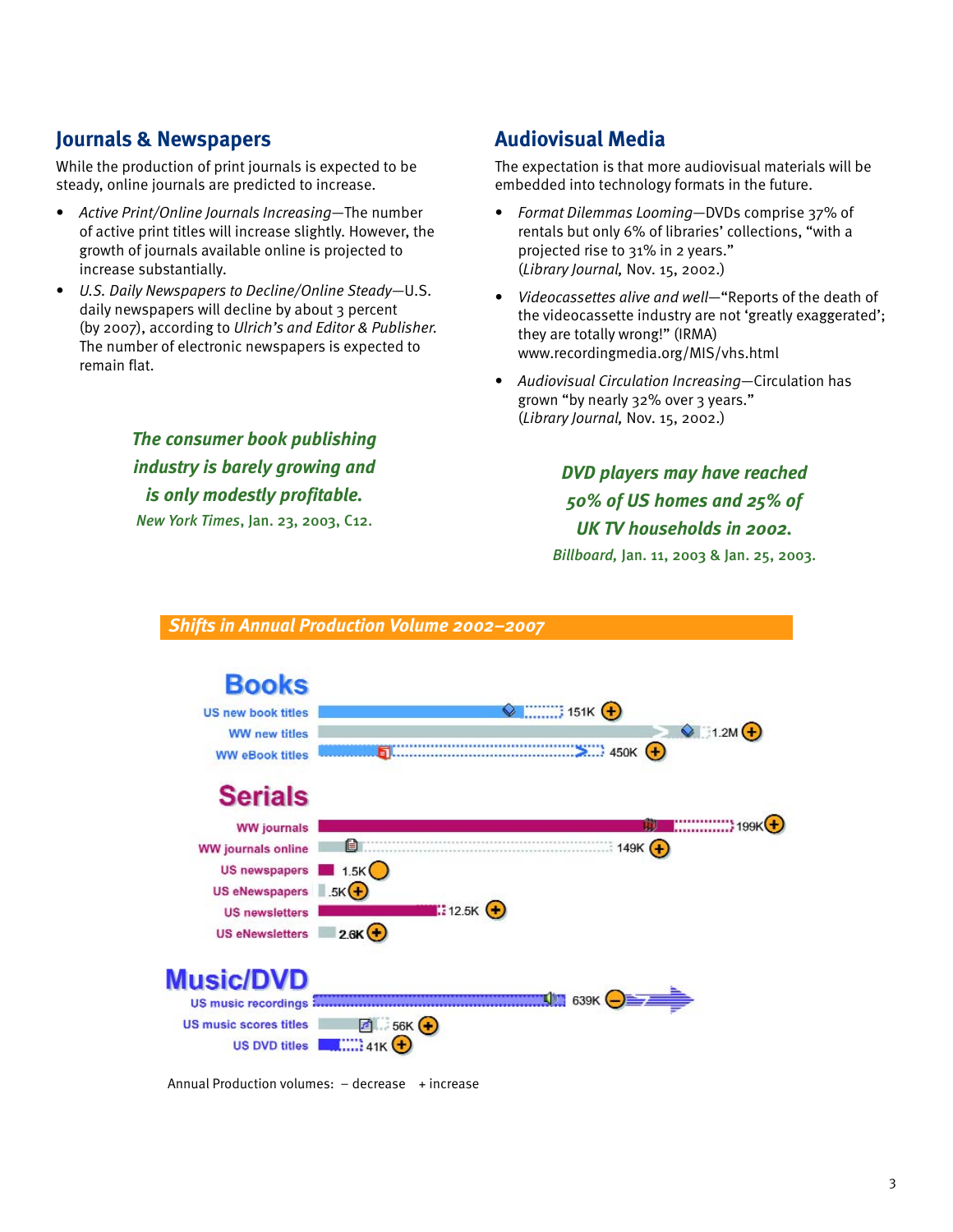## Journals & Newspapers

While the production of print journals is expected to be steady, online journals are predicted to increase.

- *Active Print/Online Journals Increasing*—The number of active print titles will increase slightly. However, the growth of journals available online is projected to increase substantially.
- *U.S. Daily Newspapers to Decline/Online Steady*—U.S. daily newspapers will decline by about 3 percent (by 2007), according to *Ulrich's and Editor & Publisher.* The number of electronic newspapers is expected to remain flat.

***The consumer book publishing industry is barely growing and is only modestly profitable.***
*New York Times*, Jan. 23, 2003, C12.

## Audiovisual Media

The expectation is that more audiovisual materials will be embedded into technology formats in the future.

- *Format Dilemmas Looming*—DVDs comprise 37% of rentals but only 6% of libraries' collections, "with a projected rise to 31% in 2 years." (*Library Journal,* Nov. 15, 2002.)
- *Videocassettes alive and well*—"Reports of the death of the videocassette industry are not 'greatly exaggerated'; they are totally wrong!" (IRMA) www.recordingmedia.org/MIS/vhs.html
- *Audiovisual Circulation Increasing*—Circulation has grown "by nearly 32% over 3 years." (*Library Journal,* Nov. 15, 2002.)

***DVD players may have reached 50% of US homes and 25% of UK TV households in 2002.***
*Billboard,* Jan. 11, 2003 & Jan. 25, 2003.

### Shifts in Annual Production Volume 2002–2007

**Books**

| Category | Volume | Change |
|---|---|---|
| US new book titles | 151K | + |
| WW new titles | 1.2M | + |
| WW eBook titles | 450K | + |

**Serials**

| Category | Volume | Change |
|---|---|---|
| WW journals | 199K | + |
| WW journals online | 149K | + |
| US newspapers | 1.5K | |
| US eNewspapers | .5K | + |
| US newsletters | 12.5K | + |
| US eNewsletters | 2.6K | + |

**Music/DVD**

| Category | Volume | Change |
|---|---|---|
| US music recordings | 639K | – |
| US music scores titles | 56K | + |
| US DVD titles | 41K | + |

Annual Production volumes: – decrease + increase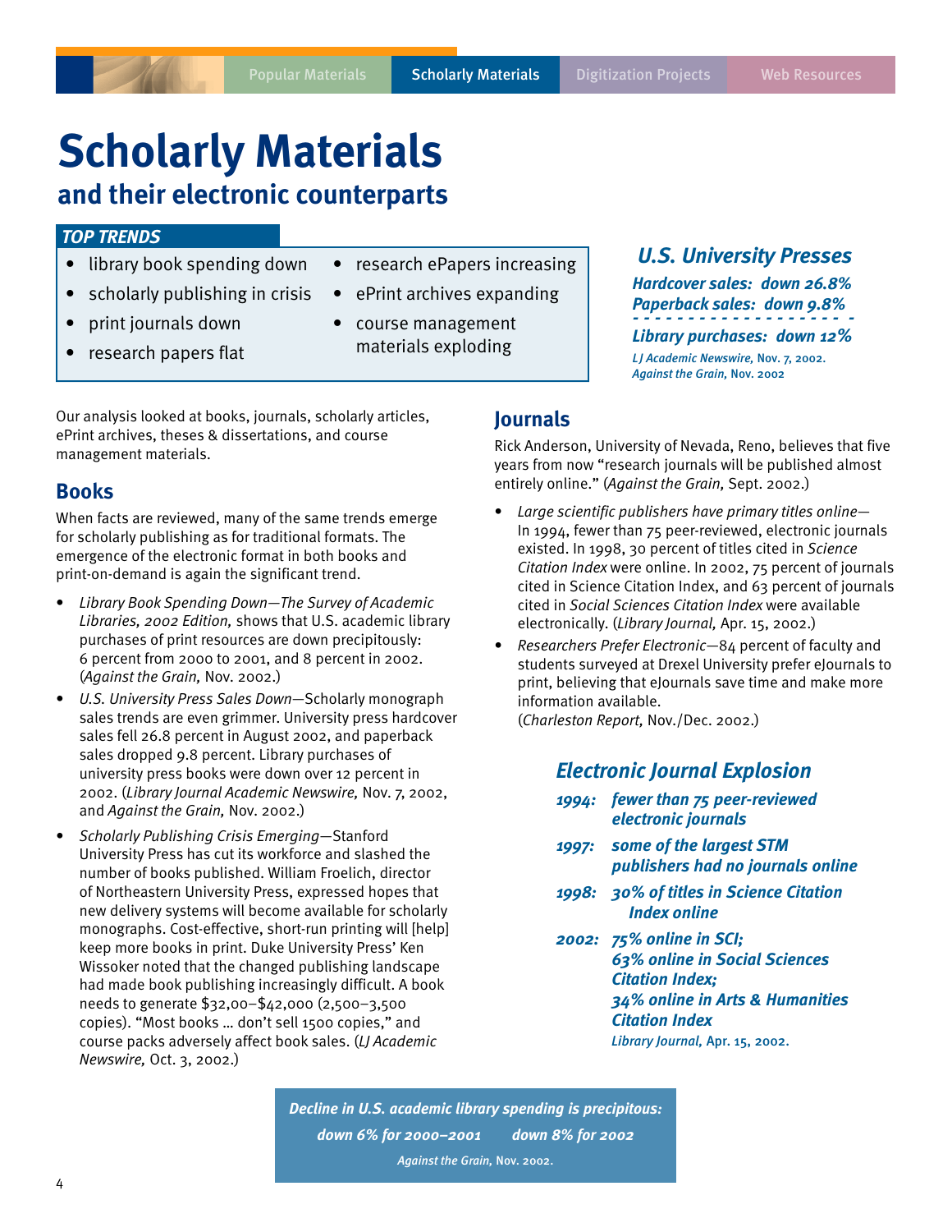# Scholarly Materials

## and their electronic counterparts

### *TOP TRENDS*

- library book spending down
- scholarly publishing in crisis
- print journals down
- research papers flat
- research ePapers increasing
- ePrint archives expanding
- course management materials exploding

***U.S. University Presses***

***Hardcover sales: down 26.8%***
***Paperback sales: down 9.8%***

***Library purchases: down 12%***

*LJ Academic Newswire,* Nov. 7, 2002.
*Against the Grain,* Nov. 2002

Our analysis looked at books, journals, scholarly articles, ePrint archives, theses & dissertations, and course management materials.

## Books

When facts are reviewed, many of the same trends emerge for scholarly publishing as for traditional formats. The emergence of the electronic format in both books and print-on-demand is again the significant trend.

- *Library Book Spending Down—The Survey of Academic Libraries, 2002 Edition,* shows that U.S. academic library purchases of print resources are down precipitously: 6 percent from 2000 to 2001, and 8 percent in 2002. (*Against the Grain,* Nov. 2002.)
- *U.S. University Press Sales Down*—Scholarly monograph sales trends are even grimmer. University press hardcover sales fell 26.8 percent in August 2002, and paperback sales dropped 9.8 percent. Library purchases of university press books were down over 12 percent in 2002. (*Library Journal Academic Newswire,* Nov. 7, 2002, and *Against the Grain,* Nov. 2002.)
- *Scholarly Publishing Crisis Emerging*—Stanford University Press has cut its workforce and slashed the number of books published. William Froelich, director of Northeastern University Press, expressed hopes that new delivery systems will become available for scholarly monographs. Cost-effective, short-run printing will [help] keep more books in print. Duke University Press' Ken Wissoker noted that the changed publishing landscape had made book publishing increasingly difficult. A book needs to generate $32,00–$42,000 (2,500–3,500 copies). "Most books ... don't sell 1500 copies," and course packs adversely affect book sales. (*LJ Academic Newswire,* Oct. 3, 2002.)

## Journals

Rick Anderson, University of Nevada, Reno, believes that five years from now "research journals will be published almost entirely online." (*Against the Grain,* Sept. 2002.)

- *Large scientific publishers have primary titles online*—In 1994, fewer than 75 peer-reviewed, electronic journals existed. In 1998, 30 percent of titles cited in *Science Citation Index* were online. In 2002, 75 percent of journals cited in Science Citation Index, and 63 percent of journals cited in *Social Sciences Citation Index* were available electronically. (*Library Journal,* Apr. 15, 2002.)
- *Researchers Prefer Electronic*—84 percent of faculty and students surveyed at Drexel University prefer eJournals to print, believing that eJournals save time and make more information available.
(*Charleston Report,* Nov./Dec. 2002.)

***Electronic Journal Explosion***

***1994:*** ***fewer than 75 peer-reviewed electronic journals***

***1997:*** ***some of the largest STM publishers had no journals online***

***1998:*** ***30% of titles in Science Citation Index online***

***2002:*** ***75% online in SCI; 63% online in Social Sciences Citation Index; 34% online in Arts & Humanities Citation Index***

*Library Journal,* Apr. 15, 2002.

***Decline in U.S. academic library spending is precipitous:***
***down 6% for 2000–2001 down 8% for 2002***

*Against the Grain,* Nov. 2002.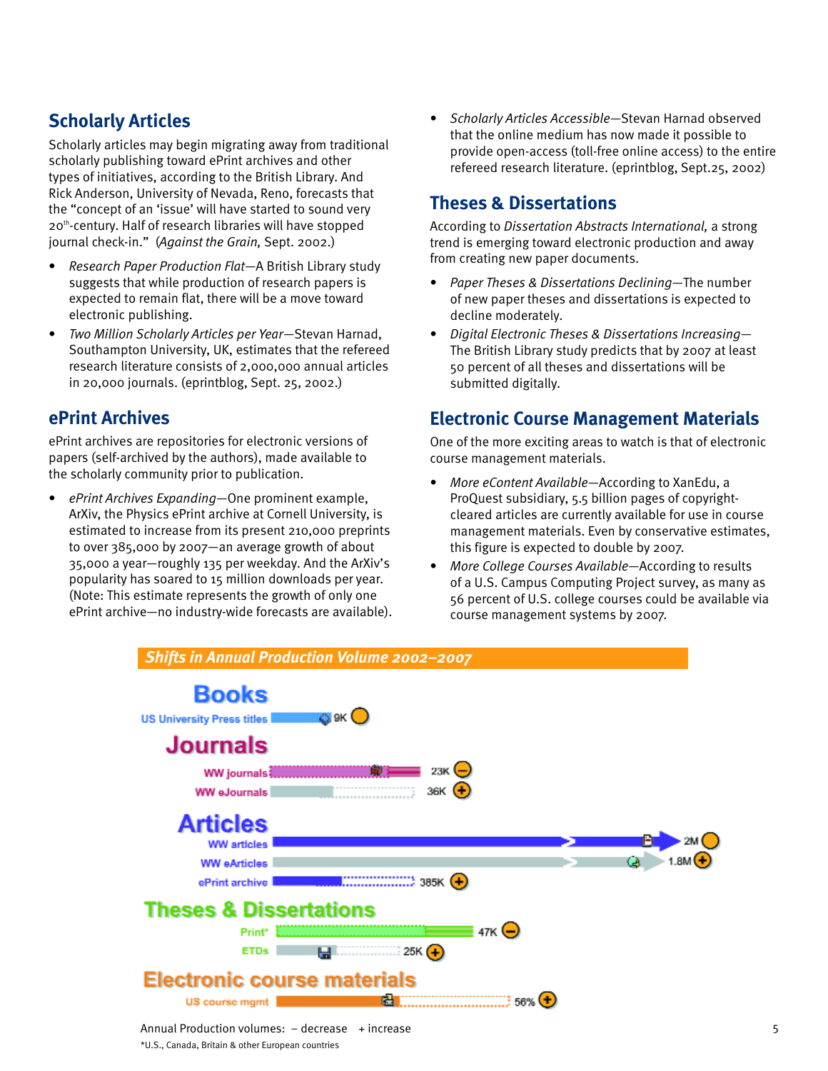## Scholarly Articles

Scholarly articles may begin migrating away from traditional scholarly publishing toward ePrint archives and other types of initiatives, according to the British Library. And Rick Anderson, University of Nevada, Reno, forecasts that the "concept of an 'issue' will have started to sound very 20th-century. Half of research libraries will have stopped journal check-in." (*Against the Grain,* Sept. 2002.)

- *Research Paper Production Flat*—A British Library study suggests that while production of research papers is expected to remain flat, there will be a move toward electronic publishing.
- *Two Million Scholarly Articles per Year*—Stevan Harnad, Southampton University, UK, estimates that the refereed research literature consists of 2,000,000 annual articles in 20,000 journals. (eprintblog, Sept. 25, 2002.)
- *Scholarly Articles Accessible*—Stevan Harnad observed that the online medium has now made it possible to provide open-access (toll-free online access) to the entire refereed research literature. (eprintblog, Sept.25, 2002)

## ePrint Archives

ePrint archives are repositories for electronic versions of papers (self-archived by the authors), made available to the scholarly community prior to publication.

- *ePrint Archives Expanding*—One prominent example, ArXiv, the Physics ePrint archive at Cornell University, is estimated to increase from its present 210,000 preprints to over 385,000 by 2007—an average growth of about 35,000 a year—roughly 135 per weekday. And the ArXiv's popularity has soared to 15 million downloads per year. (Note: This estimate represents the growth of only one ePrint archive—no industry-wide forecasts are available).

## Theses & Dissertations

According to *Dissertation Abstracts International,* a strong trend is emerging toward electronic production and away from creating new paper documents.

- *Paper Theses & Dissertations Declining*—The number of new paper theses and dissertations is expected to decline moderately.
- *Digital Electronic Theses & Dissertations Increasing*—The British Library study predicts that by 2007 at least 50 percent of all theses and dissertations will be submitted digitally.

## Electronic Course Management Materials

One of the more exciting areas to watch is that of electronic course management materials.

- *More eContent Available*—According to XanEdu, a ProQuest subsidiary, 5.5 billion pages of copyright-cleared articles are currently available for use in course management materials. Even by conservative estimates, this figure is expected to double by 2007.
- *More College Courses Available*—According to results of a U.S. Campus Computing Project survey, as many as 56 percent of U.S. college courses could be available via course management systems by 2007.

### Shifts in Annual Production Volume 2002–2007

| Category | Item | 2007 Volume | Trend |
|---|---|---|---|
| Books | US University Press titles | 9K | |
| Journals | WW journals | 23K | – |
| | WW eJournals | 36K | + |
| Articles | WW articles | 2M | |
| | WW eArticles | 1.8M | + |
| | ePrint archive | 385K | + |
| Theses & Dissertations | Print* | 47K | – |
| | ETDs | 25K | + |
| Electronic course materials | US course mgmt | 56% | + |

Annual Production volumes: – decrease + increase

*U.S., Canada, Britain & other European countries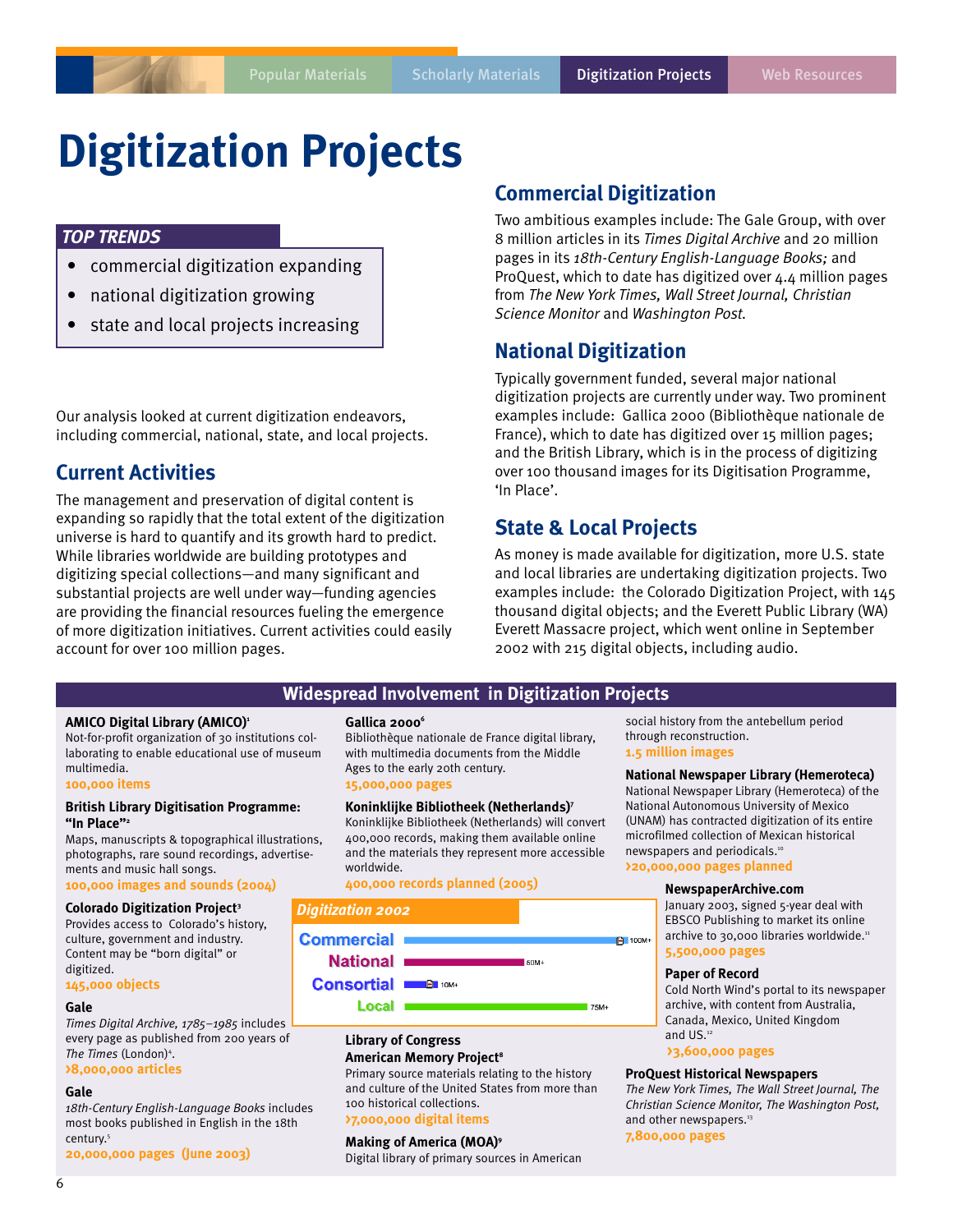# Digitization Projects

**TOP TRENDS**

- commercial digitization expanding
- national digitization growing
- state and local projects increasing

Our analysis looked at current digitization endeavors, including commercial, national, state, and local projects.

## Current Activities

The management and preservation of digital content is expanding so rapidly that the total extent of the digitization universe is hard to quantify and its growth hard to predict. While libraries worldwide are building prototypes and digitizing special collections—and many significant and substantial projects are well under way—funding agencies are providing the financial resources fueling the emergence of more digitization initiatives. Current activities could easily account for over 100 million pages.

## Commercial Digitization

Two ambitious examples include: The Gale Group, with over 8 million articles in its *Times Digital Archive* and 20 million pages in its *18th-Century English-Language Books;* and ProQuest, which to date has digitized over 4.4 million pages from *The New York Times, Wall Street Journal, Christian Science Monitor* and *Washington Post*.

## National Digitization

Typically government funded, several major national digitization projects are currently under way. Two prominent examples include: Gallica 2000 (Bibliothèque nationale de France), which to date has digitized over 15 million pages; and the British Library, which is in the process of digitizing over 100 thousand images for its Digitisation Programme, 'In Place'.

## State & Local Projects

As money is made available for digitization, more U.S. state and local libraries are undertaking digitization projects. Two examples include: the Colorado Digitization Project, with 145 thousand digital objects; and the Everett Public Library (WA) Everett Massacre project, which went online in September 2002 with 215 digital objects, including audio.

## Widespread Involvement in Digitization Projects

**AMICO Digital Library (AMICO)**[1]
Not-for-profit organization of 30 institutions collaborating to enable educational use of museum multimedia.
**100,000 items**

**British Library Digitisation Programme: "In Place"**[2]
Maps, manuscripts & topographical illustrations, photographs, rare sound recordings, advertisements and music hall songs.
**100,000 images and sounds (2004)**

**Colorado Digitization Project**[3]
Provides access to Colorado's history, culture, government and industry. Content may be "born digital" or digitized.
**145,000 objects**

**Gale**
*Times Digital Archive, 1785–1985* includes every page as published from 200 years of *The Times* (London)[4].
**›8,000,000 articles**

**Gale**
*18th-Century English-Language Books* includes most books published in English in the 18th century.[5]
**20,000,000 pages (June 2003)**

**Gallica 2000**[6]
Bibliothèque nationale de France digital library, with multimedia documents from the Middle Ages to the early 20th century.
**15,000,000 pages**

**Koninklijke Bibliotheek (Netherlands)**[7]
Koninklijke Bibliotheek (Netherlands) will convert 400,000 records, making them available online and the materials they represent more accessible worldwide.
**400,000 records planned (2005)**

**Digitization 2002**

| Category | Amount |
|---|---|
| Commercial | 100M+ |
| National | 60M+ |
| Consortial | 10M+ |
| Local | 75M+ |

**Library of Congress American Memory Project**[8]
Primary source materials relating to the history and culture of the United States from more than 100 historical collections.
**›7,000,000 digital items**

**Making of America (MOA)**[9]
Digital library of primary sources in American social history from the antebellum period through reconstruction.
**1.5 million images**

**National Newspaper Library (Hemeroteca)**
National Newspaper Library (Hemeroteca) of the National Autonomous University of Mexico (UNAM) has contracted digitization of its entire microfilmed collection of Mexican historical newspapers and periodicals.[10]
**›20,000,000 pages planned**

**NewspaperArchive.com**
January 2003, signed 5-year deal with EBSCO Publishing to market its online archive to 30,000 libraries worldwide.[11]
**5,500,000 pages**

**Paper of Record**
Cold North Wind's portal to its newspaper archive, with content from Australia, Canada, Mexico, United Kingdom and US.[12]
**›3,600,000 pages**

**ProQuest Historical Newspapers**
*The New York Times, The Wall Street Journal, The Christian Science Monitor, The Washington Post,* and other newspapers.[13]
**7,800,000 pages**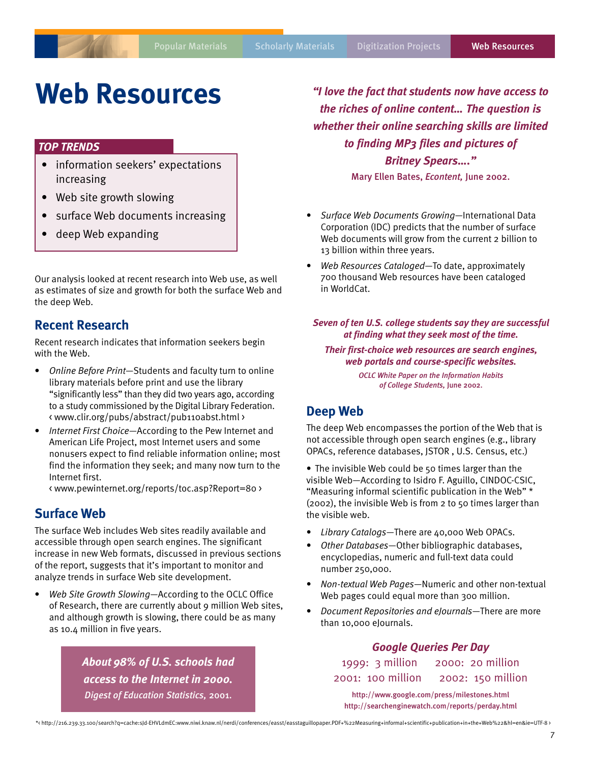# Web Resources

***TOP TRENDS***

- information seekers' expectations increasing
- Web site growth slowing
- surface Web documents increasing
- deep Web expanding

Our analysis looked at recent research into Web use, as well as estimates of size and growth for both the surface Web and the deep Web.

## Recent Research

Recent research indicates that information seekers begin with the Web.

- *Online Before Print*—Students and faculty turn to online library materials before print and use the library "significantly less" than they did two years ago, according to a study commissioned by the Digital Library Federation. ‹ www.clir.org/pubs/abstract/pub110abst.html ›
- *Internet First Choice*—According to the Pew Internet and American Life Project, most Internet users and some nonusers expect to find reliable information online; most find the information they seek; and many now turn to the Internet first. ‹ www.pewinternet.org/reports/toc.asp?Report=80 ›

## Surface Web

The surface Web includes Web sites readily available and accessible through open search engines. The significant increase in new Web formats, discussed in previous sections of the report, suggests that it's important to monitor and analyze trends in surface Web site development.

- *Web Site Growth Slowing*—According to the OCLC Office of Research, there are currently about 9 million Web sites, and although growth is slowing, there could be as many as 10.4 million in five years.

***About 98% of U.S. schools had access to the Internet in 2000.***
*Digest of Education Statistics,* 2001.

***"I love the fact that students now have access to the riches of online content... The question is whether their online searching skills are limited to finding MP3 files and pictures of Britney Spears...."***
Mary Ellen Bates, *Econtent,* June 2002.

- *Surface Web Documents Growing*—International Data Corporation (IDC) predicts that the number of surface Web documents will grow from the current 2 billion to 13 billion within three years.
- *Web Resources Cataloged*—To date, approximately 700 thousand Web resources have been cataloged in WorldCat.

***Seven of ten U.S. college students say they are successful at finding what they seek most of the time.***

***Their first-choice web resources are search engines, web portals and course-specific websites.***

*OCLC White Paper on the Information Habits of College Students,* June 2002.

## Deep Web

The deep Web encompasses the portion of the Web that is not accessible through open search engines (e.g., library OPACs, reference databases, JSTOR , U.S. Census, etc.)

• The invisible Web could be 50 times larger than the visible Web—According to Isidro F. Aguillo, CINDOC-CSIC, "Measuring informal scientific publication in the Web" * (2002), the invisible Web is from 2 to 50 times larger than the visible web.

- *Library Catalogs*—There are 40,000 Web OPACs.
- *Other Databases*—Other bibliographic databases, encyclopedias, numeric and full-text data could number 250,000.
- *Non-textual Web Pages*—Numeric and other non-textual Web pages could equal more than 300 million.
- *Document Repositories and eJournals*—There are more than 10,000 eJournals.

***Google Queries Per Day***

1999: 3 million    2000: 20 million
2001: 100 million    2002: 150 million

http://www.google.com/press/milestones.html
http://searchenginewatch.com/reports/perday.html

*‹ http://216.239.33.100/search?q=cache:sJd-EHVLdmEC:www.niwi.knaw.nl/nerdi/conferences/easst/easstaguillopaper.PDF+%22Measuring+informal+scientific+publication+in+the+Web%22&hl=en&ie=UTF-8 ›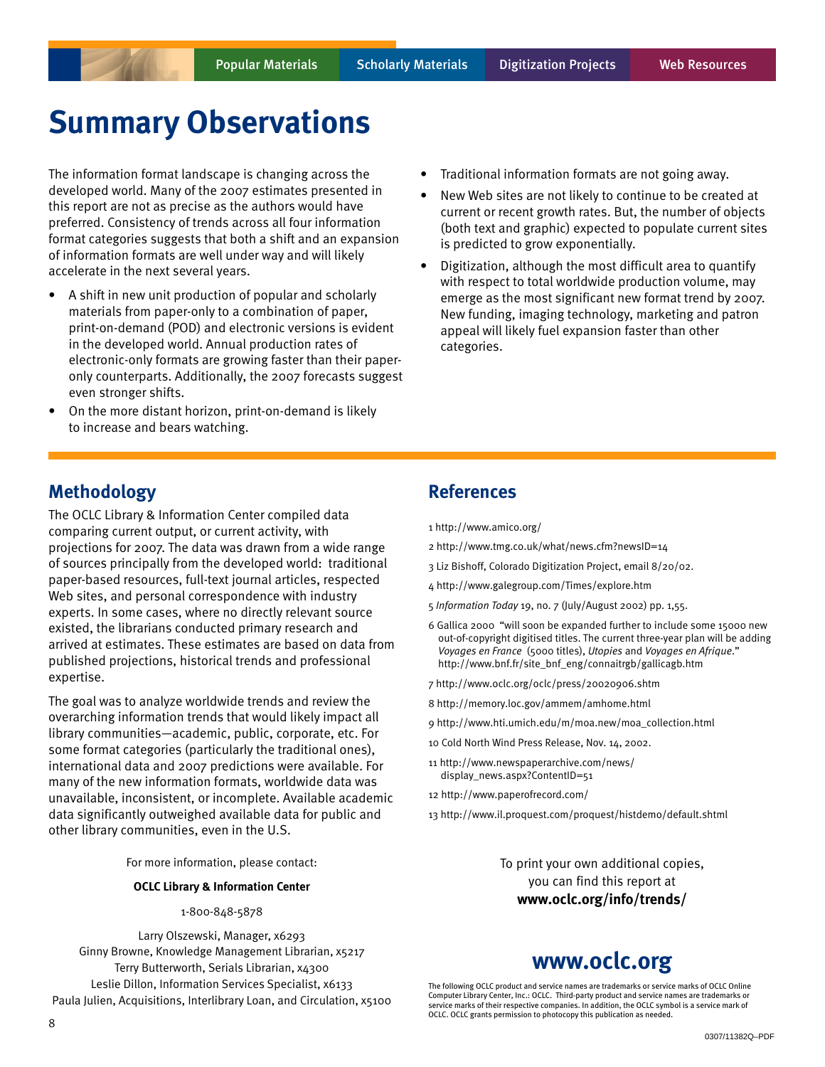# Summary Observations

The information format landscape is changing across the developed world. Many of the 2007 estimates presented in this report are not as precise as the authors would have preferred. Consistency of trends across all four information format categories suggests that both a shift and an expansion of information formats are well under way and will likely accelerate in the next several years.

- A shift in new unit production of popular and scholarly materials from paper-only to a combination of paper, print-on-demand (POD) and electronic versions is evident in the developed world. Annual production rates of electronic-only formats are growing faster than their paper-only counterparts. Additionally, the 2007 forecasts suggest even stronger shifts.
- On the more distant horizon, print-on-demand is likely to increase and bears watching.
- Traditional information formats are not going away.
- New Web sites are not likely to continue to be created at current or recent growth rates. But, the number of objects (both text and graphic) expected to populate current sites is predicted to grow exponentially.
- Digitization, although the most difficult area to quantify with respect to total worldwide production volume, may emerge as the most significant new format trend by 2007. New funding, imaging technology, marketing and patron appeal will likely fuel expansion faster than other categories.

## Methodology

The OCLC Library & Information Center compiled data comparing current output, or current activity, with projections for 2007. The data was drawn from a wide range of sources principally from the developed world: traditional paper-based resources, full-text journal articles, respected Web sites, and personal correspondence with industry experts. In some cases, where no directly relevant source existed, the librarians conducted primary research and arrived at estimates. These estimates are based on data from published projections, historical trends and professional expertise.

The goal was to analyze worldwide trends and review the overarching information trends that would likely impact all library communities—academic, public, corporate, etc. For some format categories (particularly the traditional ones), international data and 2007 predictions were available. For many of the new information formats, worldwide data was unavailable, inconsistent, or incomplete. Available academic data significantly outweighed available data for public and other library communities, even in the U.S.

For more information, please contact:

**OCLC Library & Information Center**

1-800-848-5878

Larry Olszewski, Manager, x6293
Ginny Browne, Knowledge Management Librarian, x5217
Terry Butterworth, Serials Librarian, x4300
Leslie Dillon, Information Services Specialist, x6133
Paula Julien, Acquisitions, Interlibrary Loan, and Circulation, x5100

## References

1 http://www.amico.org/

2 http://www.tmg.co.uk/what/news.cfm?newsID=14

3 Liz Bishoff, Colorado Digitization Project, email 8/20/02.

4 http://www.galegroup.com/Times/explore.htm

5 *Information Today* 19, no. 7 (July/August 2002) pp. 1,55.

6 Gallica 2000 "will soon be expanded further to include some 15000 new out-of-copyright digitised titles. The current three-year plan will be adding *Voyages en France* (5000 titles), *Utopies* and *Voyages en Afrique*." http://www.bnf.fr/site_bnf_eng/connaitrgb/gallicagb.htm

7 http://www.oclc.org/oclc/press/20020906.shtm

8 http://memory.loc.gov/ammem/amhome.html

9 http://www.hti.umich.edu/m/moa.new/moa_collection.html

10 Cold North Wind Press Release, Nov. 14, 2002.

11 http://www.newspaperarchive.com/news/display_news.aspx?ContentID=51

12 http://www.paperofrecord.com/

13 http://www.il.proquest.com/proquest/histdemo/default.shtml

To print your own additional copies, you can find this report at **www.oclc.org/info/trends/**

**www.oclc.org**

The following OCLC product and service names are trademarks or service marks of OCLC Online Computer Library Center, Inc.: OCLC. Third-party product and service names are trademarks or service marks of their respective companies. In addition, the OCLC symbol is a service mark of OCLC. OCLC grants permission to photocopy this publication as needed.

0307/11382Q–PDF